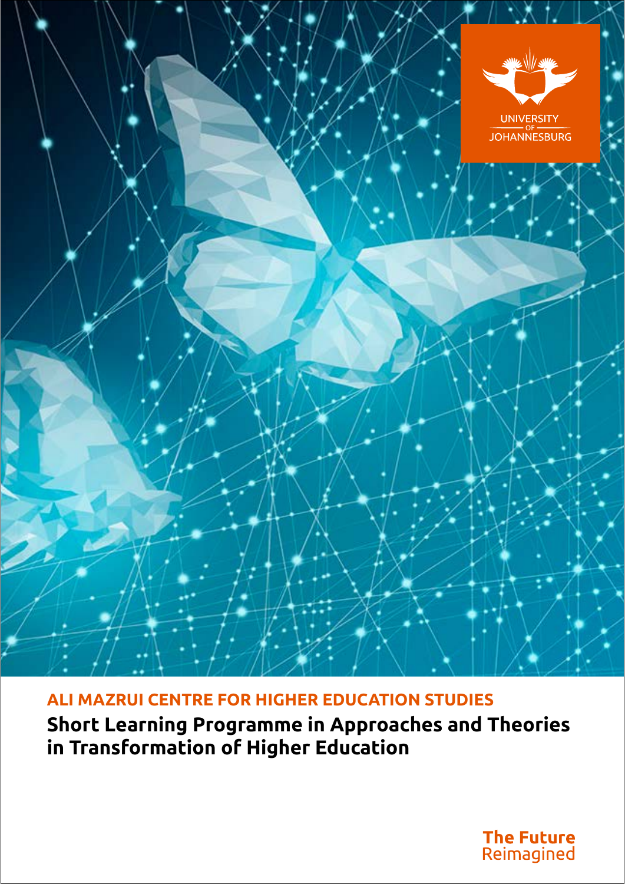UNIVERSITY OF JOHANNESBURG

## ALI MAZRUI CENTRE FOR HIGHER EDUCATION STUDIES

# Short Learning Programme in Approaches and Theories in Transformation of Higher Education

**The Future** Reimagined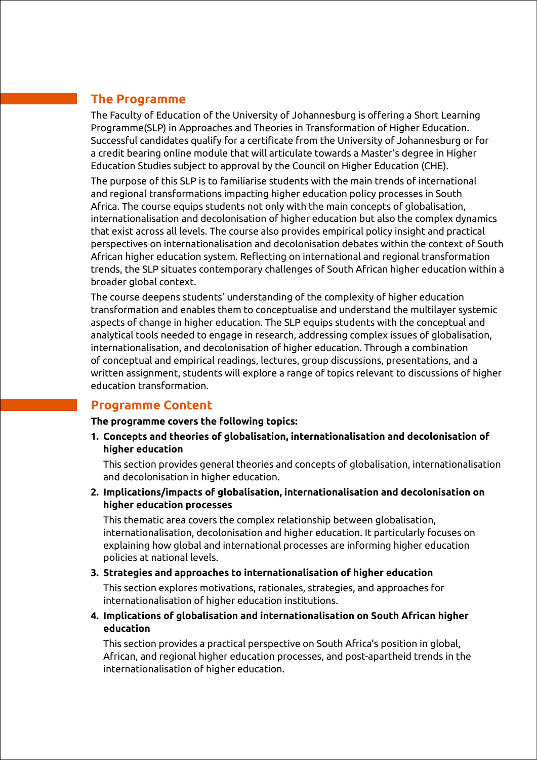## The Programme

The Faculty of Education of the University of Johannesburg is offering a Short Learning Programme(SLP) in Approaches and Theories in Transformation of Higher Education. Successful candidates qualify for a certificate from the University of Johannesburg or for a credit bearing online module that will articulate towards a Master's degree in Higher Education Studies subject to approval by the Council on Higher Education (CHE).

The purpose of this SLP is to familiarise students with the main trends of international and regional transformations impacting higher education policy processes in South Africa. The course equips students not only with the main concepts of globalisation, internationalisation and decolonisation of higher education but also the complex dynamics that exist across all levels. The course also provides empirical policy insight and practical perspectives on internationalisation and decolonisation debates within the context of South African higher education system. Reflecting on international and regional transformation trends, the SLP situates contemporary challenges of South African higher education within a broader global context.

The course deepens students' understanding of the complexity of higher education transformation and enables them to conceptualise and understand the multilayer systemic aspects of change in higher education. The SLP equips students with the conceptual and analytical tools needed to engage in research, addressing complex issues of globalisation, internationalisation, and decolonisation of higher education. Through a combination of conceptual and empirical readings, lectures, group discussions, presentations, and a written assignment, students will explore a range of topics relevant to discussions of higher education transformation.

## Programme Content

**The programme covers the following topics:**

1. **Concepts and theories of globalisation, internationalisation and decolonisation of higher education**

   This section provides general theories and concepts of globalisation, internationalisation and decolonisation in higher education.

2. **Implications/impacts of globalisation, internationalisation and decolonisation on higher education processes**

   This thematic area covers the complex relationship between globalisation, internationalisation, decolonisation and higher education. It particularly focuses on explaining how global and international processes are informing higher education policies at national levels.

3. **Strategies and approaches to internationalisation of higher education**

   This section explores motivations, rationales, strategies, and approaches for internationalisation of higher education institutions.

4. **Implications of globalisation and internationalisation on South African higher education**

   This section provides a practical perspective on South Africa's position in global, African, and regional higher education processes, and post-apartheid trends in the internationalisation of higher education.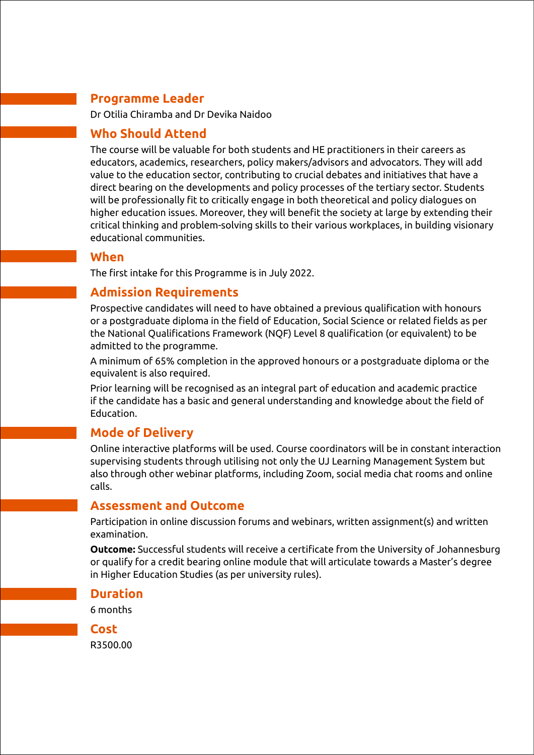## Programme Leader

Dr Otilia Chiramba and Dr Devika Naidoo

## Who Should Attend

The course will be valuable for both students and HE practitioners in their careers as educators, academics, researchers, policy makers/advisors and advocators. They will add value to the education sector, contributing to crucial debates and initiatives that have a direct bearing on the developments and policy processes of the tertiary sector. Students will be professionally fit to critically engage in both theoretical and policy dialogues on higher education issues. Moreover, they will benefit the society at large by extending their critical thinking and problem-solving skills to their various workplaces, in building visionary educational communities.

## When

The first intake for this Programme is in July 2022.

## Admission Requirements

Prospective candidates will need to have obtained a previous qualification with honours or a postgraduate diploma in the field of Education, Social Science or related fields as per the National Qualifications Framework (NQF) Level 8 qualification (or equivalent) to be admitted to the programme.

A minimum of 65% completion in the approved honours or a postgraduate diploma or the equivalent is also required.

Prior learning will be recognised as an integral part of education and academic practice if the candidate has a basic and general understanding and knowledge about the field of Education.

## Mode of Delivery

Online interactive platforms will be used. Course coordinators will be in constant interaction supervising students through utilising not only the UJ Learning Management System but also through other webinar platforms, including Zoom, social media chat rooms and online calls.

## Assessment and Outcome

Participation in online discussion forums and webinars, written assignment(s) and written examination.

**Outcome:** Successful students will receive a certificate from the University of Johannesburg or qualify for a credit bearing online module that will articulate towards a Master's degree in Higher Education Studies (as per university rules).

## Duration

6 months

## Cost

R3500.00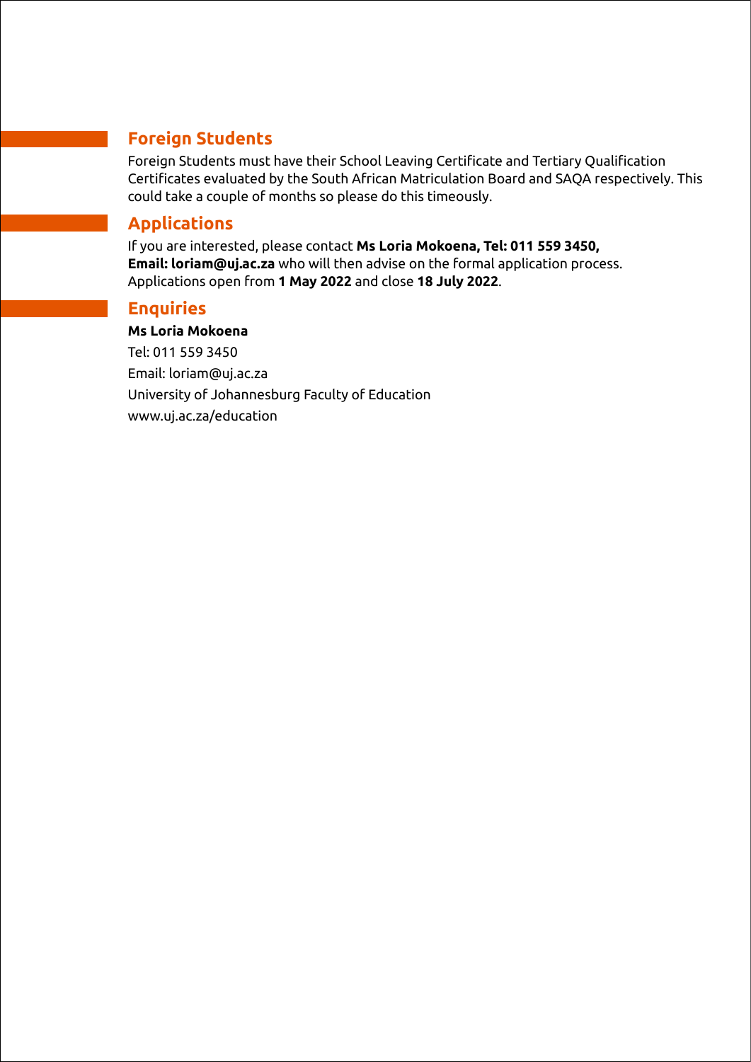## Foreign Students

Foreign Students must have their School Leaving Certificate and Tertiary Qualification Certificates evaluated by the South African Matriculation Board and SAQA respectively. This could take a couple of months so please do this timeously.

## Applications

If you are interested, please contact **Ms Loria Mokoena, Tel: 011 559 3450, Email: loriam@uj.ac.za** who will then advise on the formal application process. Applications open from **1 May 2022** and close **18 July 2022**.

## Enquiries

**Ms Loria Mokoena**

Tel: 011 559 3450

Email: loriam@uj.ac.za

University of Johannesburg Faculty of Education

www.uj.ac.za/education